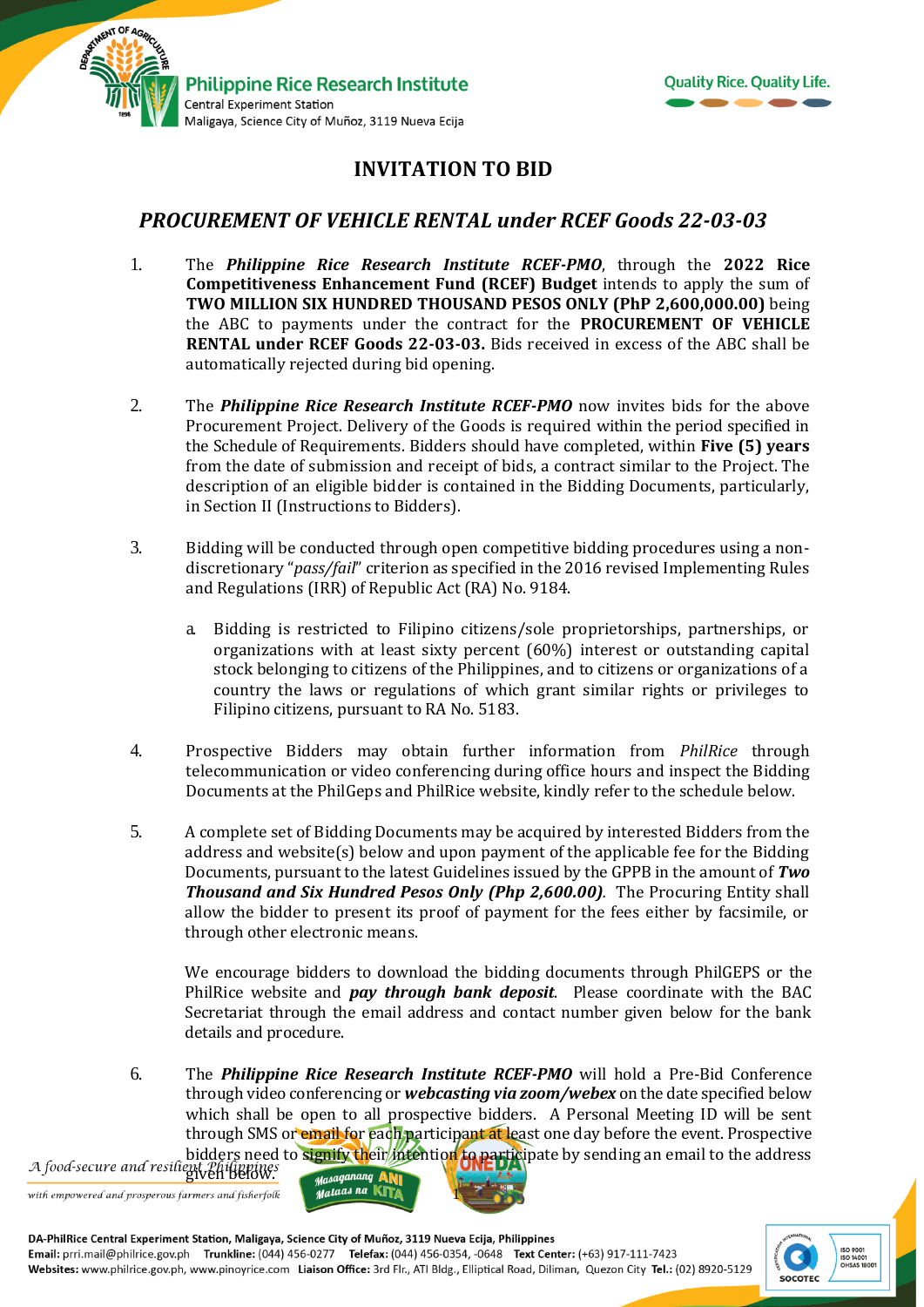# INVITATION TO BID

## *PROCUREMENT OF VEHICLE RENTAL under RCEF Goods 22-03-03*

1. The ***Philippine Rice Research Institute RCEF-PMO***, through the **2022 Rice Competitiveness Enhancement Fund (RCEF) Budget** intends to apply the sum of **TWO MILLION SIX HUNDRED THOUSAND PESOS ONLY (PhP 2,600,000.00)** being the ABC to payments under the contract for the **PROCUREMENT OF VEHICLE RENTAL under RCEF Goods 22-03-03.** Bids received in excess of the ABC shall be automatically rejected during bid opening.

2. The ***Philippine Rice Research Institute RCEF-PMO*** now invites bids for the above Procurement Project. Delivery of the Goods is required within the period specified in the Schedule of Requirements. Bidders should have completed, within **Five (5) years** from the date of submission and receipt of bids, a contract similar to the Project. The description of an eligible bidder is contained in the Bidding Documents, particularly, in Section II (Instructions to Bidders).

3. Bidding will be conducted through open competitive bidding procedures using a non-discretionary "*pass/fail*" criterion as specified in the 2016 revised Implementing Rules and Regulations (IRR) of Republic Act (RA) No. 9184.

   a. Bidding is restricted to Filipino citizens/sole proprietorships, partnerships, or organizations with at least sixty percent (60%) interest or outstanding capital stock belonging to citizens of the Philippines, and to citizens or organizations of a country the laws or regulations of which grant similar rights or privileges to Filipino citizens, pursuant to RA No. 5183.

4. Prospective Bidders may obtain further information from *PhilRice* through telecommunication or video conferencing during office hours and inspect the Bidding Documents at the PhilGeps and PhilRice website, kindly refer to the schedule below.

5. A complete set of Bidding Documents may be acquired by interested Bidders from the address and website(s) below and upon payment of the applicable fee for the Bidding Documents, pursuant to the latest Guidelines issued by the GPPB in the amount of ***Two Thousand and Six Hundred Pesos Only (Php 2,600.00)***. The Procuring Entity shall allow the bidder to present its proof of payment for the fees either by facsimile, or through other electronic means.

   We encourage bidders to download the bidding documents through PhilGEPS or the PhilRice website and ***pay through bank deposit***. Please coordinate with the BAC Secretariat through the email address and contact number given below for the bank details and procedure.

6. The ***Philippine Rice Research Institute RCEF-PMO*** will hold a Pre-Bid Conference through video conferencing or ***webcasting via zoom/webex*** on the date specified below which shall be open to all prospective bidders. A Personal Meeting ID will be sent through SMS or email for each participant at least one day before the event. Prospective bidders need to signify their intention to participate by sending an email to the address given below.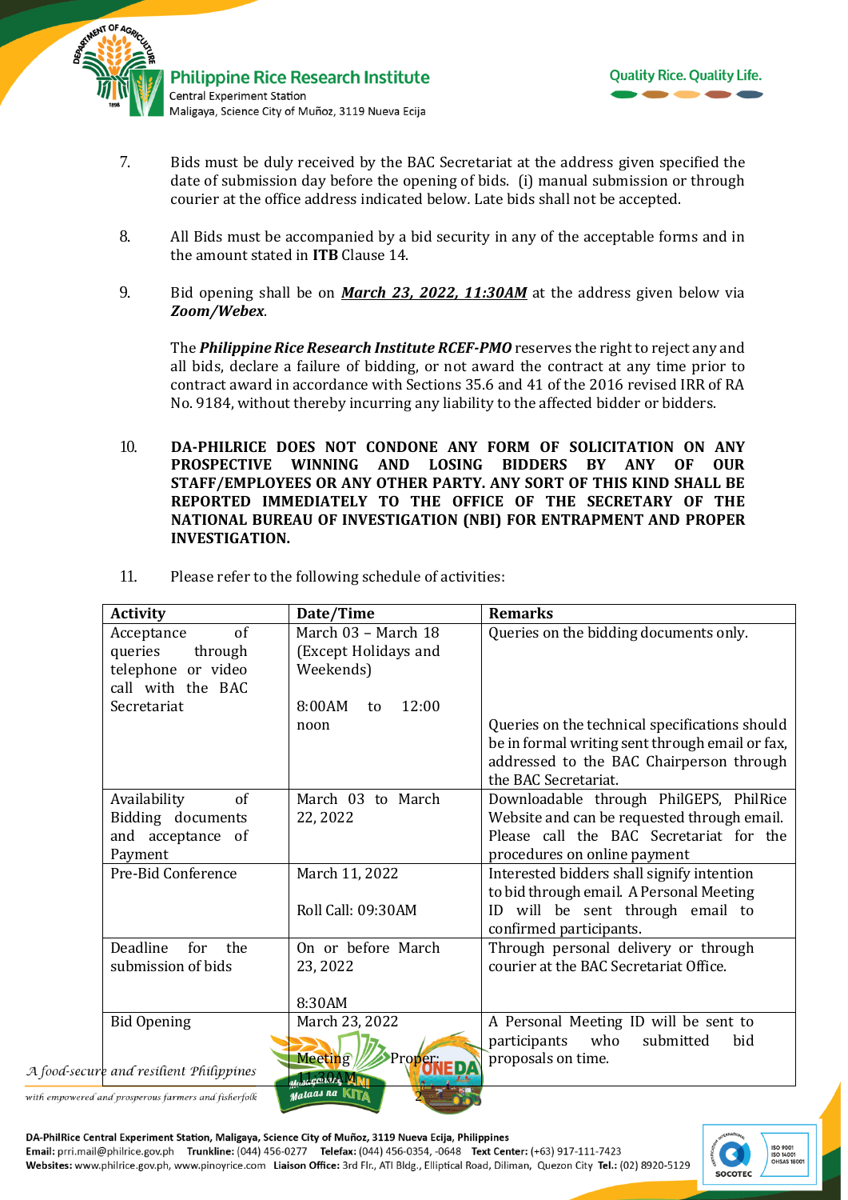7. Bids must be duly received by the BAC Secretariat at the address given specified the date of submission day before the opening of bids. (i) manual submission or through courier at the office address indicated below. Late bids shall not be accepted.

8. All Bids must be accompanied by a bid security in any of the acceptable forms and in the amount stated in **ITB** Clause 14.

9. Bid opening shall be on ***March 23, 2022, 11:30AM*** at the address given below via ***Zoom/Webex***.

   The ***Philippine Rice Research Institute RCEF-PMO*** reserves the right to reject any and all bids, declare a failure of bidding, or not award the contract at any time prior to contract award in accordance with Sections 35.6 and 41 of the 2016 revised IRR of RA No. 9184, without thereby incurring any liability to the affected bidder or bidders.

10. **DA-PHILRICE DOES NOT CONDONE ANY FORM OF SOLICITATION ON ANY PROSPECTIVE WINNING AND LOSING BIDDERS BY ANY OF OUR STAFF/EMPLOYEES OR ANY OTHER PARTY. ANY SORT OF THIS KIND SHALL BE REPORTED IMMEDIATELY TO THE OFFICE OF THE SECRETARY OF THE NATIONAL BUREAU OF INVESTIGATION (NBI) FOR ENTRAPMENT AND PROPER INVESTIGATION.**

11. Please refer to the following schedule of activities:

| Activity | Date/Time | Remarks |
|---|---|---|
| Acceptance of queries through telephone or video call with the BAC Secretariat | March 03 – March 18 (Except Holidays and Weekends)<br><br>8:00AM to 12:00 noon | Queries on the bidding documents only.<br><br>Queries on the technical specifications should be in formal writing sent through email or fax, addressed to the BAC Chairperson through the BAC Secretariat. |
| Availability of Bidding documents and acceptance of Payment | March 03 to March 22, 2022 | Downloadable through PhilGEPS, PhilRice Website and can be requested through email. Please call the BAC Secretariat for the procedures on online payment |
| Pre-Bid Conference | March 11, 2022<br><br>Roll Call: 09:30AM | Interested bidders shall signify intention to bid through email. A Personal Meeting ID will be sent through email to confirmed participants. |
| Deadline for the submission of bids | On or before March 23, 2022<br><br>8:30AM | Through personal delivery or through courier at the BAC Secretariat Office. |
| Bid Opening | March 23, 2022<br><br>Meeting Proper: 11:30AM | A Personal Meeting ID will be sent to participants who submitted bid proposals on time. |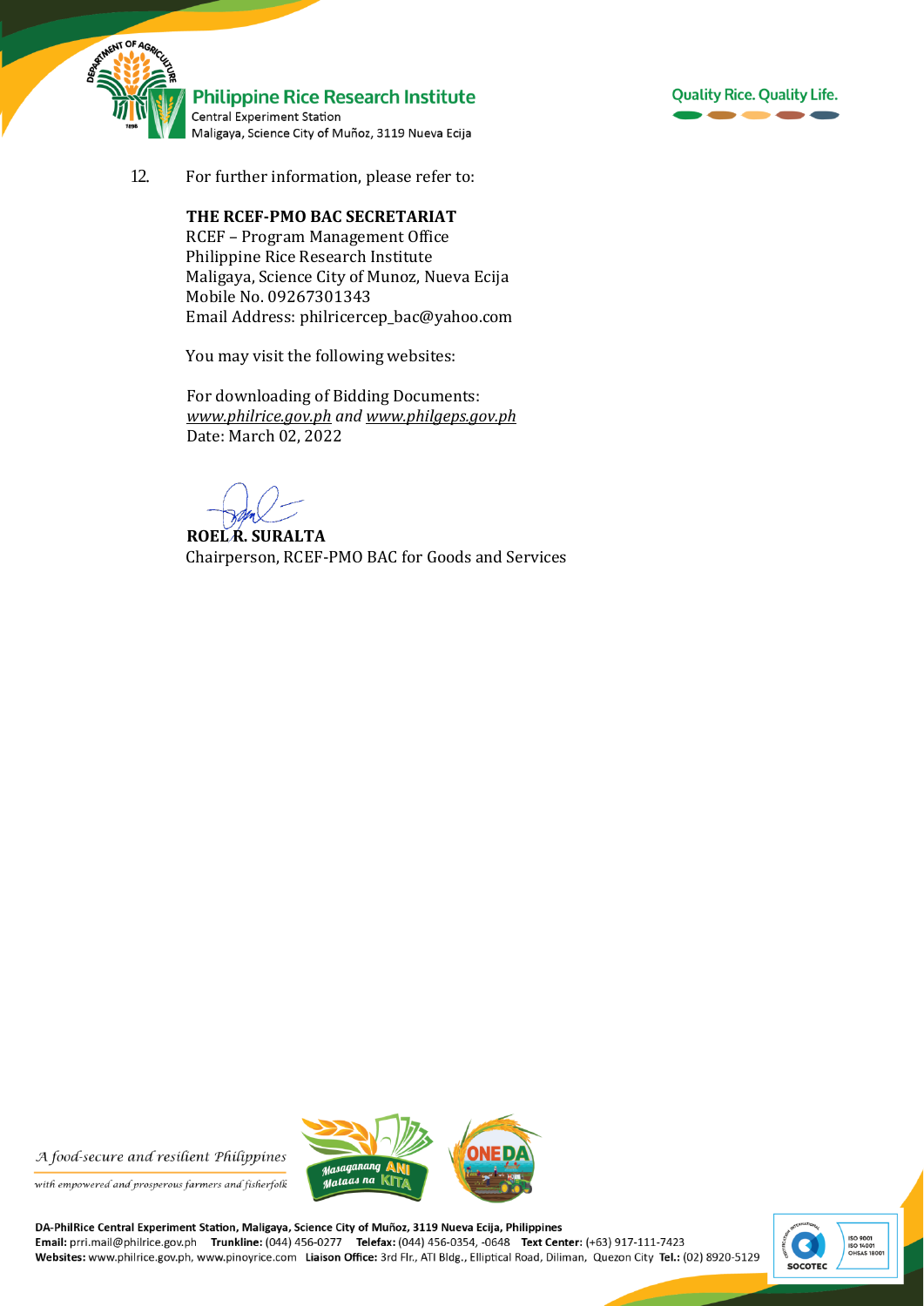12. For further information, please refer to:

**THE RCEF-PMO BAC SECRETARIAT**
RCEF – Program Management Office
Philippine Rice Research Institute
Maligaya, Science City of Munoz, Nueva Ecija
Mobile No. 09267301343
Email Address: philricercep_bac@yahoo.com

You may visit the following websites:

For downloading of Bidding Documents:
*www.philrice.gov.ph and www.philgeps.gov.ph*
Date: March 02, 2022

**ROEL R. SURALTA**
Chairperson, RCEF-PMO BAC for Goods and Services